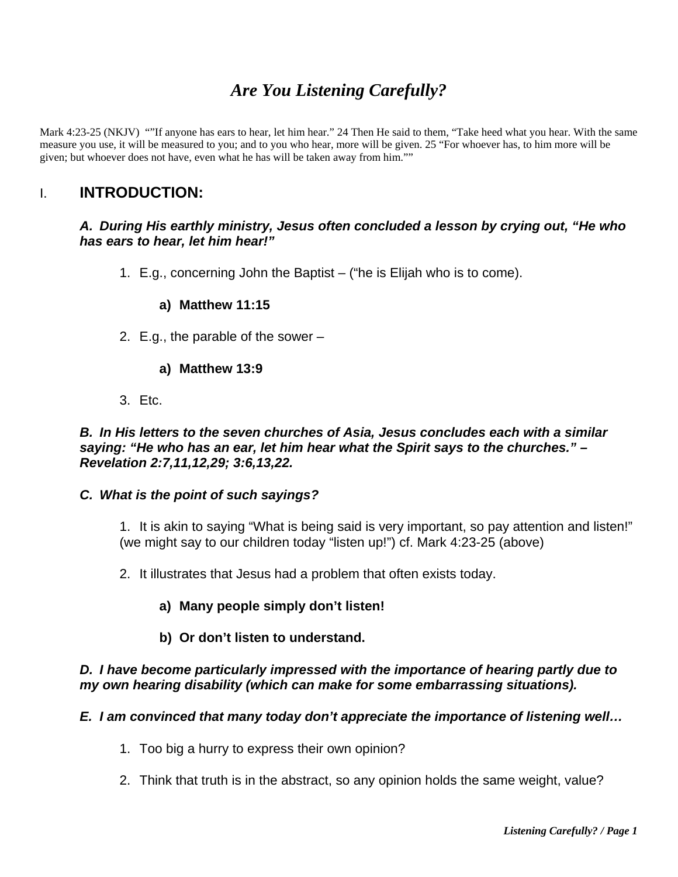# *Are You Listening Carefully?*

Mark 4:23-25 (NKJV) ""If anyone has ears to hear, let him hear." 24 Then He said to them, "Take heed what you hear. With the same measure you use, it will be measured to you; and to you who hear, more will be given. 25 "For whoever has, to him more will be given; but whoever does not have, even what he has will be taken away from him.""

## I. INTRODUCTION:

### *A. During His earthly ministry, Jesus often concluded a lesson by crying out, "He who has ears to hear, let him hear!"*

1. E.g., concerning John the Baptist – ("he is Elijah who is to come).
   - **a) Matthew 11:15**
2. E.g., the parable of the sower –
   - **a) Matthew 13:9**
3. Etc.

### *B. In His letters to the seven churches of Asia, Jesus concludes each with a similar saying: "He who has an ear, let him hear what the Spirit says to the churches." – Revelation 2:7,11,12,29; 3:6,13,22.*

### *C. What is the point of such sayings?*

1. It is akin to saying "What is being said is very important, so pay attention and listen!" (we might say to our children today "listen up!") cf. Mark 4:23-25 (above)
2. It illustrates that Jesus had a problem that often exists today.
   - **a) Many people simply don't listen!**
   - **b) Or don't listen to understand.**

### *D. I have become particularly impressed with the importance of hearing partly due to my own hearing disability (which can make for some embarrassing situations).*

### *E. I am convinced that many today don't appreciate the importance of listening well…*

1. Too big a hurry to express their own opinion?
2. Think that truth is in the abstract, so any opinion holds the same weight, value?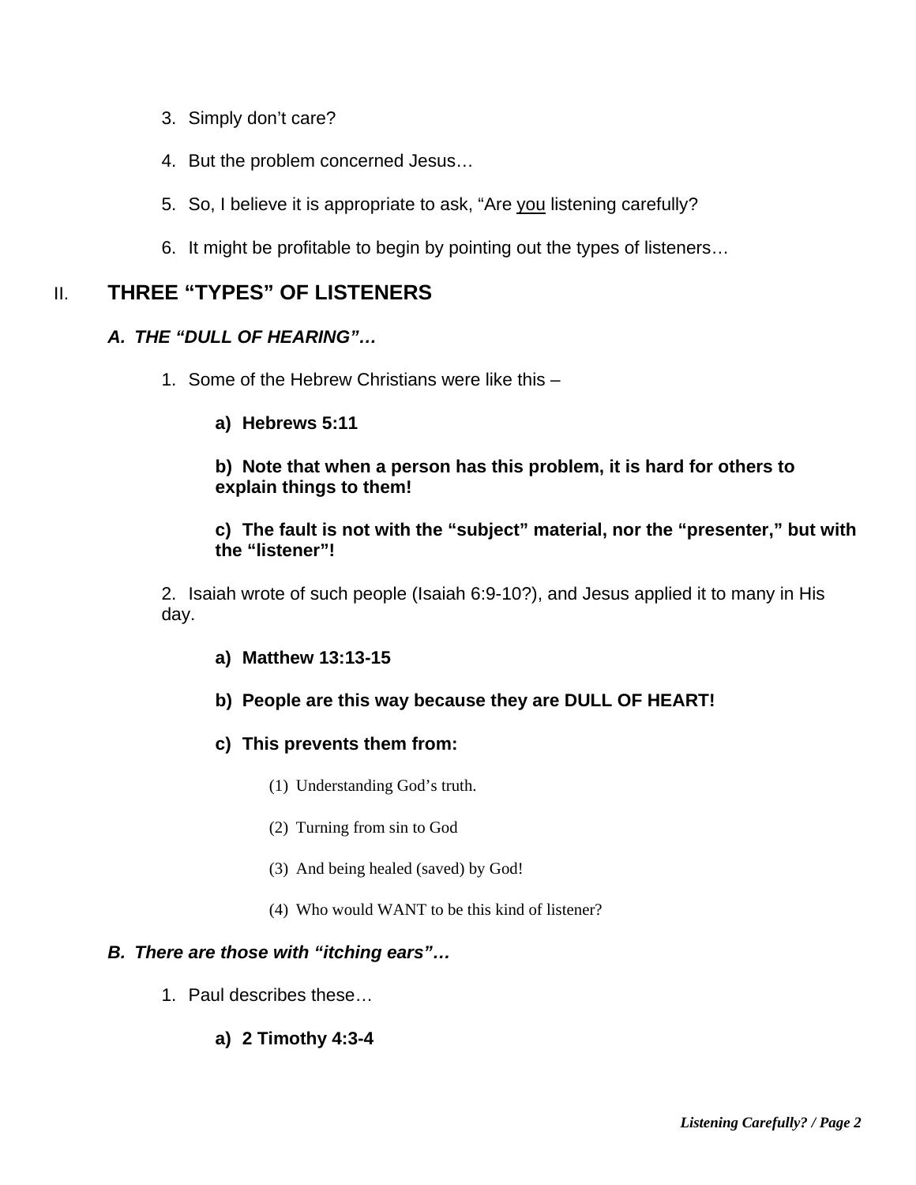3. Simply don't care?

4. But the problem concerned Jesus…

5. So, I believe it is appropriate to ask, "Are <u>you</u> listening carefully?

6. It might be profitable to begin by pointing out the types of listeners…

## II. THREE "TYPES" OF LISTENERS

### *A. THE "DULL OF HEARING"…*

1. Some of the Hebrew Christians were like this –

   **a) Hebrews 5:11**

   **b) Note that when a person has this problem, it is hard for others to explain things to them!**

   **c) The fault is not with the "subject" material, nor the "presenter," but with the "listener"!**

2. Isaiah wrote of such people (Isaiah 6:9-10?), and Jesus applied it to many in His day.

   **a) Matthew 13:13-15**

   **b) People are this way because they are DULL OF HEART!**

   **c) This prevents them from:**

   (1) Understanding God's truth.

   (2) Turning from sin to God

   (3) And being healed (saved) by God!

   (4) Who would WANT to be this kind of listener?

### *B. There are those with "itching ears"…*

1. Paul describes these…

   **a) 2 Timothy 4:3-4**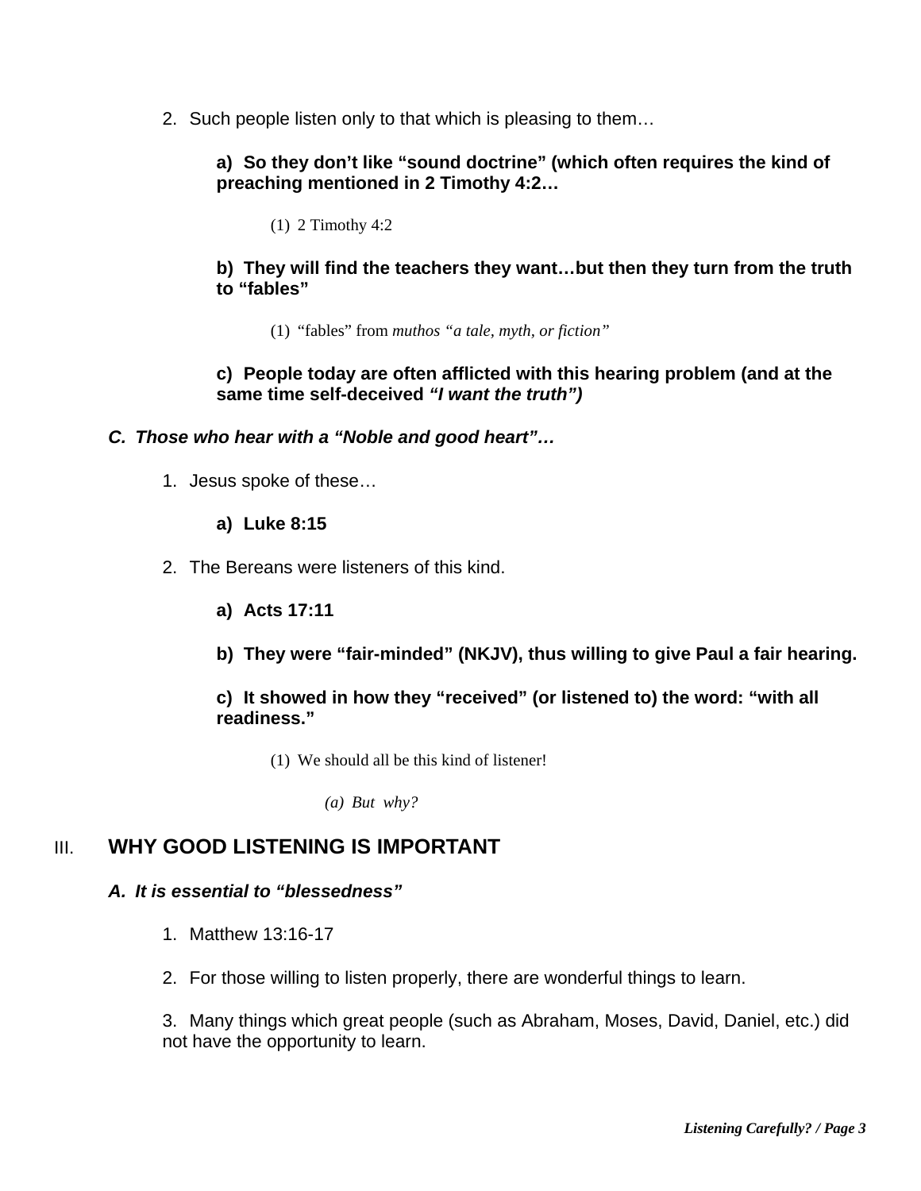2. Such people listen only to that which is pleasing to them…

**a) So they don't like "sound doctrine" (which often requires the kind of preaching mentioned in 2 Timothy 4:2…**

(1) 2 Timothy 4:2

**b) They will find the teachers they want…but then they turn from the truth to "fables"**

(1) "fables" from *muthos "a tale, myth, or fiction"*

**c) People today are often afflicted with this hearing problem (and at the same time self-deceived *"I want the truth")***

***C. Those who hear with a "Noble and good heart"…***

1. Jesus spoke of these…

**a) Luke 8:15**

2. The Bereans were listeners of this kind.

**a) Acts 17:11**

**b) They were "fair-minded" (NKJV), thus willing to give Paul a fair hearing.**

**c) It showed in how they "received" (or listened to) the word: "with all readiness."**

(1) We should all be this kind of listener!

*(a) But why?*

## III. WHY GOOD LISTENING IS IMPORTANT

***A. It is essential to "blessedness"***

1. Matthew 13:16-17

2. For those willing to listen properly, there are wonderful things to learn.

3. Many things which great people (such as Abraham, Moses, David, Daniel, etc.) did not have the opportunity to learn.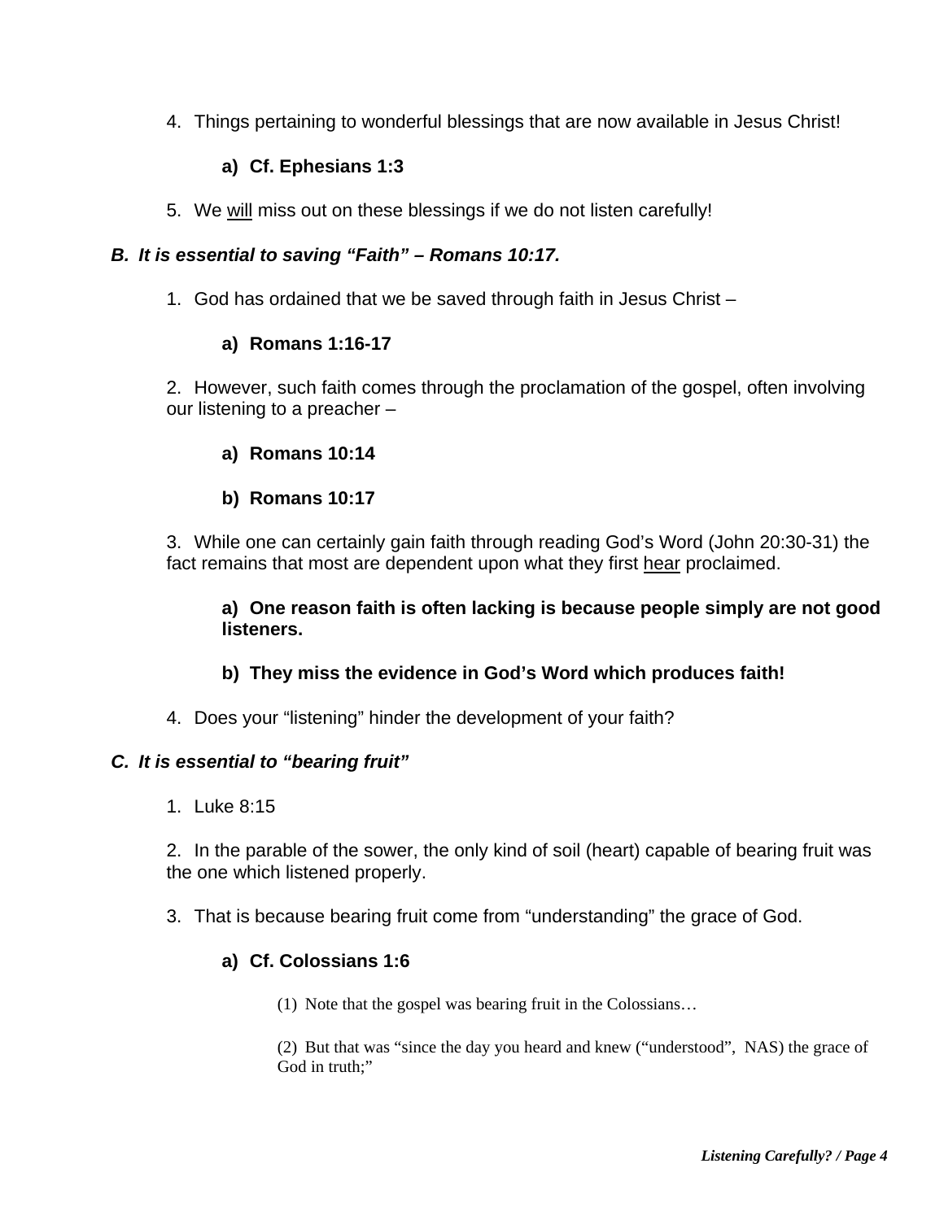4. Things pertaining to wonderful blessings that are now available in Jesus Christ!

   **a) Cf. Ephesians 1:3**

5. We <u>will</u> miss out on these blessings if we do not listen carefully!

***B. It is essential to saving "Faith" – Romans 10:17.***

1. God has ordained that we be saved through faith in Jesus Christ –

   **a) Romans 1:16-17**

2. However, such faith comes through the proclamation of the gospel, often involving our listening to a preacher –

   **a) Romans 10:14**

   **b) Romans 10:17**

3. While one can certainly gain faith through reading God's Word (John 20:30-31) the fact remains that most are dependent upon what they first <u>hear</u> proclaimed.

   **a) One reason faith is often lacking is because people simply are not good listeners.**

   **b) They miss the evidence in God's Word which produces faith!**

4. Does your "listening" hinder the development of your faith?

***C. It is essential to "bearing fruit"***

1. Luke 8:15

2. In the parable of the sower, the only kind of soil (heart) capable of bearing fruit was the one which listened properly.

3. That is because bearing fruit come from "understanding" the grace of God.

   **a) Cf. Colossians 1:6**

      (1) Note that the gospel was bearing fruit in the Colossians…

      (2) But that was "since the day you heard and knew ("understood", NAS) the grace of God in truth;"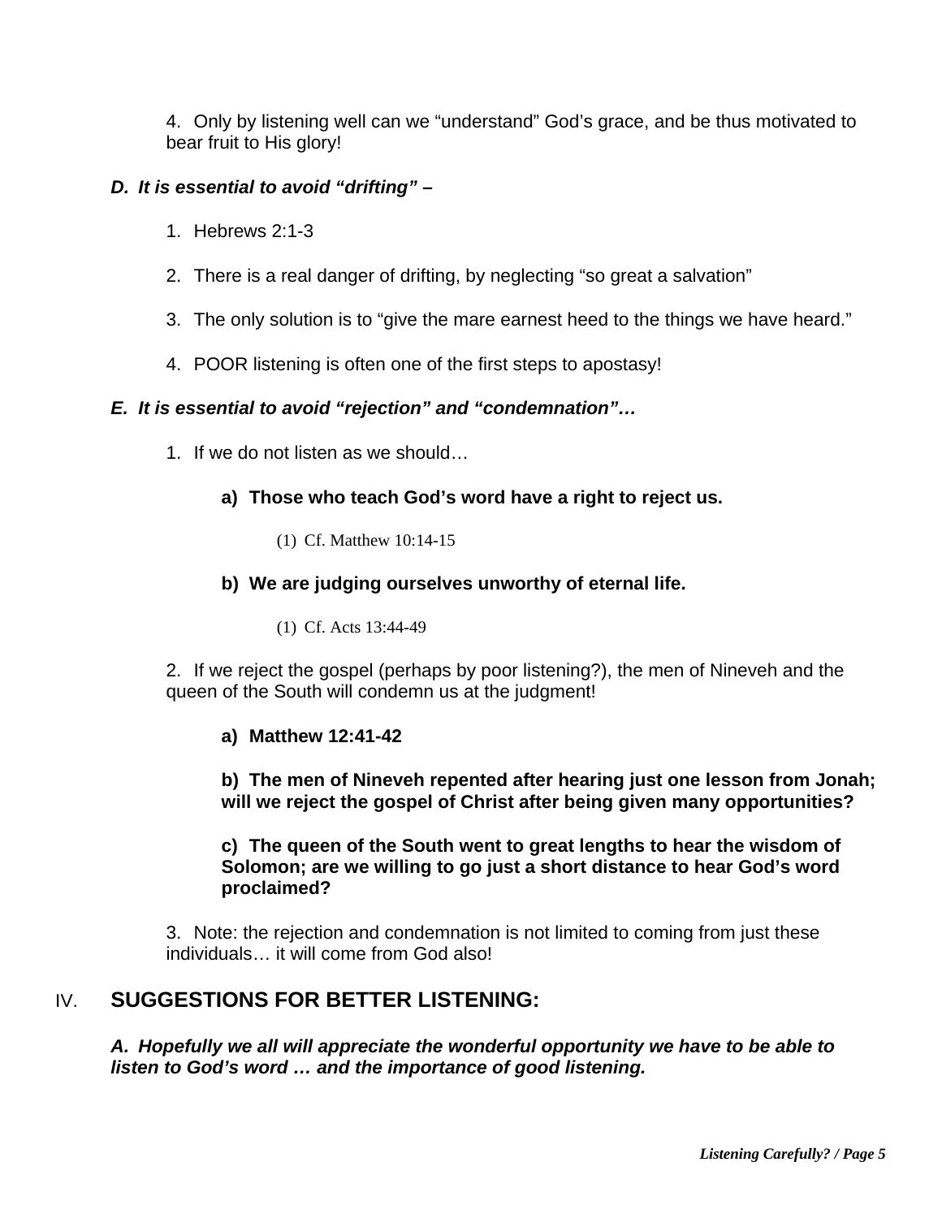4. Only by listening well can we "understand" God's grace, and be thus motivated to bear fruit to His glory!

***D. It is essential to avoid "drifting" –***

1. Hebrews 2:1-3

2. There is a real danger of drifting, by neglecting "so great a salvation"

3. The only solution is to "give the mare earnest heed to the things we have heard."

4. POOR listening is often one of the first steps to apostasy!

***E. It is essential to avoid "rejection" and "condemnation"…***

1. If we do not listen as we should…

**a) Those who teach God's word have a right to reject us.**

(1) Cf. Matthew 10:14-15

**b) We are judging ourselves unworthy of eternal life.**

(1) Cf. Acts 13:44-49

2. If we reject the gospel (perhaps by poor listening?), the men of Nineveh and the queen of the South will condemn us at the judgment!

**a) Matthew 12:41-42**

**b) The men of Nineveh repented after hearing just one lesson from Jonah; will we reject the gospel of Christ after being given many opportunities?**

**c) The queen of the South went to great lengths to hear the wisdom of Solomon; are we willing to go just a short distance to hear God's word proclaimed?**

3. Note: the rejection and condemnation is not limited to coming from just these individuals… it will come from God also!

## IV. SUGGESTIONS FOR BETTER LISTENING:

***A. Hopefully we all will appreciate the wonderful opportunity we have to be able to listen to God's word … and the importance of good listening.***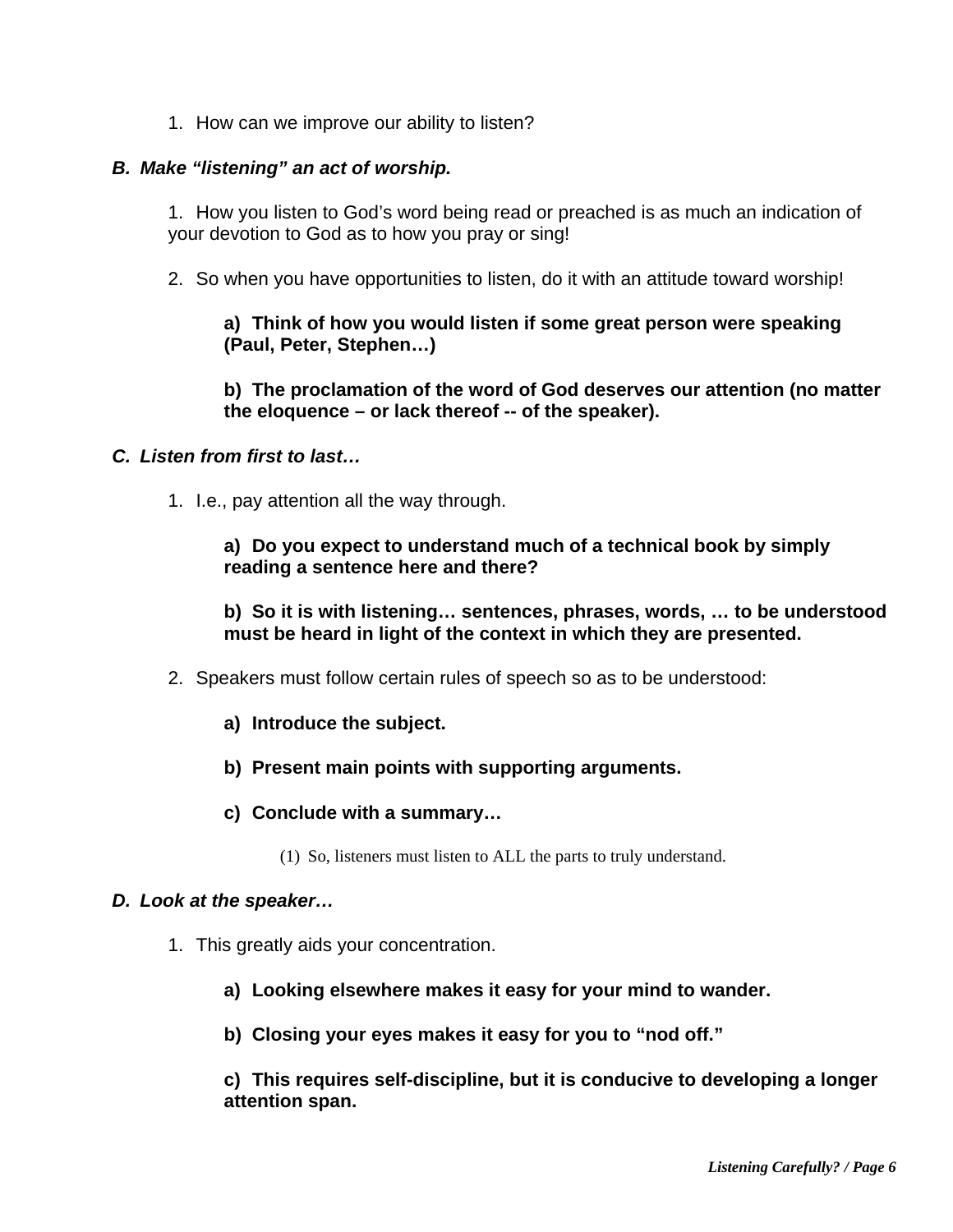1. How can we improve our ability to listen?

***B. Make "listening" an act of worship.***

1. How you listen to God's word being read or preached is as much an indication of your devotion to God as to how you pray or sing!

2. So when you have opportunities to listen, do it with an attitude toward worship!

   **a) Think of how you would listen if some great person were speaking (Paul, Peter, Stephen…)**

   **b) The proclamation of the word of God deserves our attention (no matter the eloquence – or lack thereof -- of the speaker).**

***C. Listen from first to last…***

1. I.e., pay attention all the way through.

   **a) Do you expect to understand much of a technical book by simply reading a sentence here and there?**

   **b) So it is with listening… sentences, phrases, words, … to be understood must be heard in light of the context in which they are presented.**

2. Speakers must follow certain rules of speech so as to be understood:

   **a) Introduce the subject.**

   **b) Present main points with supporting arguments.**

   **c) Conclude with a summary…**

      (1) So, listeners must listen to ALL the parts to truly understand.

***D. Look at the speaker…***

1. This greatly aids your concentration.

   **a) Looking elsewhere makes it easy for your mind to wander.**

   **b) Closing your eyes makes it easy for you to "nod off."**

   **c) This requires self-discipline, but it is conducive to developing a longer attention span.**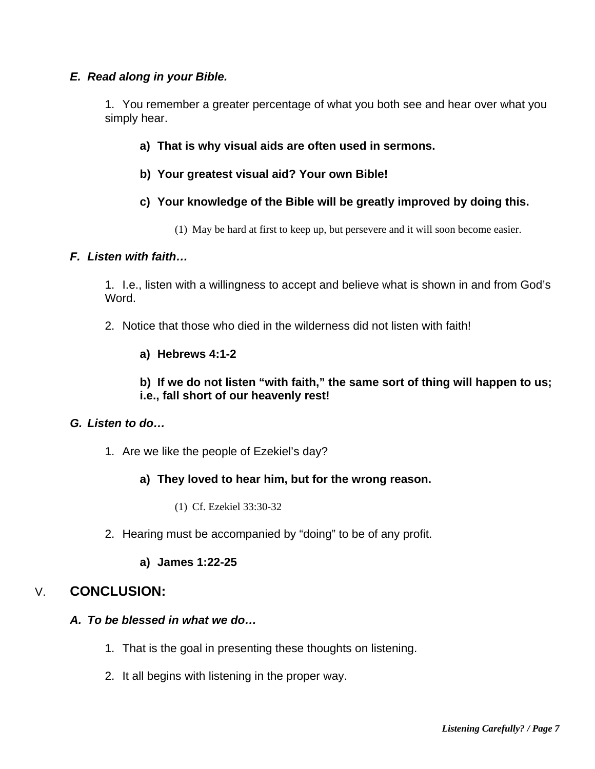***E. Read along in your Bible.***

1. You remember a greater percentage of what you both see and hear over what you simply hear.

   **a) That is why visual aids are often used in sermons.**

   **b) Your greatest visual aid? Your own Bible!**

   **c) Your knowledge of the Bible will be greatly improved by doing this.**

   (1) May be hard at first to keep up, but persevere and it will soon become easier.

***F. Listen with faith…***

1. I.e., listen with a willingness to accept and believe what is shown in and from God's Word.

2. Notice that those who died in the wilderness did not listen with faith!

   **a) Hebrews 4:1-2**

   **b) If we do not listen "with faith," the same sort of thing will happen to us; i.e., fall short of our heavenly rest!**

***G. Listen to do…***

1. Are we like the people of Ezekiel's day?

   **a) They loved to hear him, but for the wrong reason.**

   (1) Cf. Ezekiel 33:30-32

2. Hearing must be accompanied by "doing" to be of any profit.

   **a) James 1:22-25**

## V. CONCLUSION:

***A. To be blessed in what we do…***

1. That is the goal in presenting these thoughts on listening.

2. It all begins with listening in the proper way.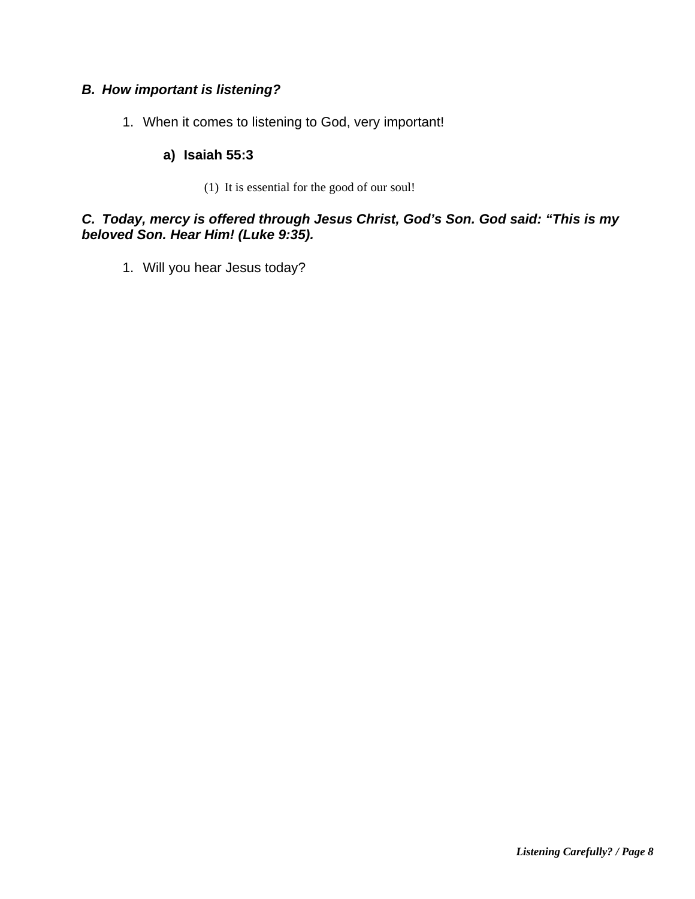***B. How important is listening?***

1. When it comes to listening to God, very important!

    **a) Isaiah 55:3**

    (1) It is essential for the good of our soul!

***C. Today, mercy is offered through Jesus Christ, God's Son. God said: "This is my beloved Son. Hear Him! (Luke 9:35).***

1. Will you hear Jesus today?